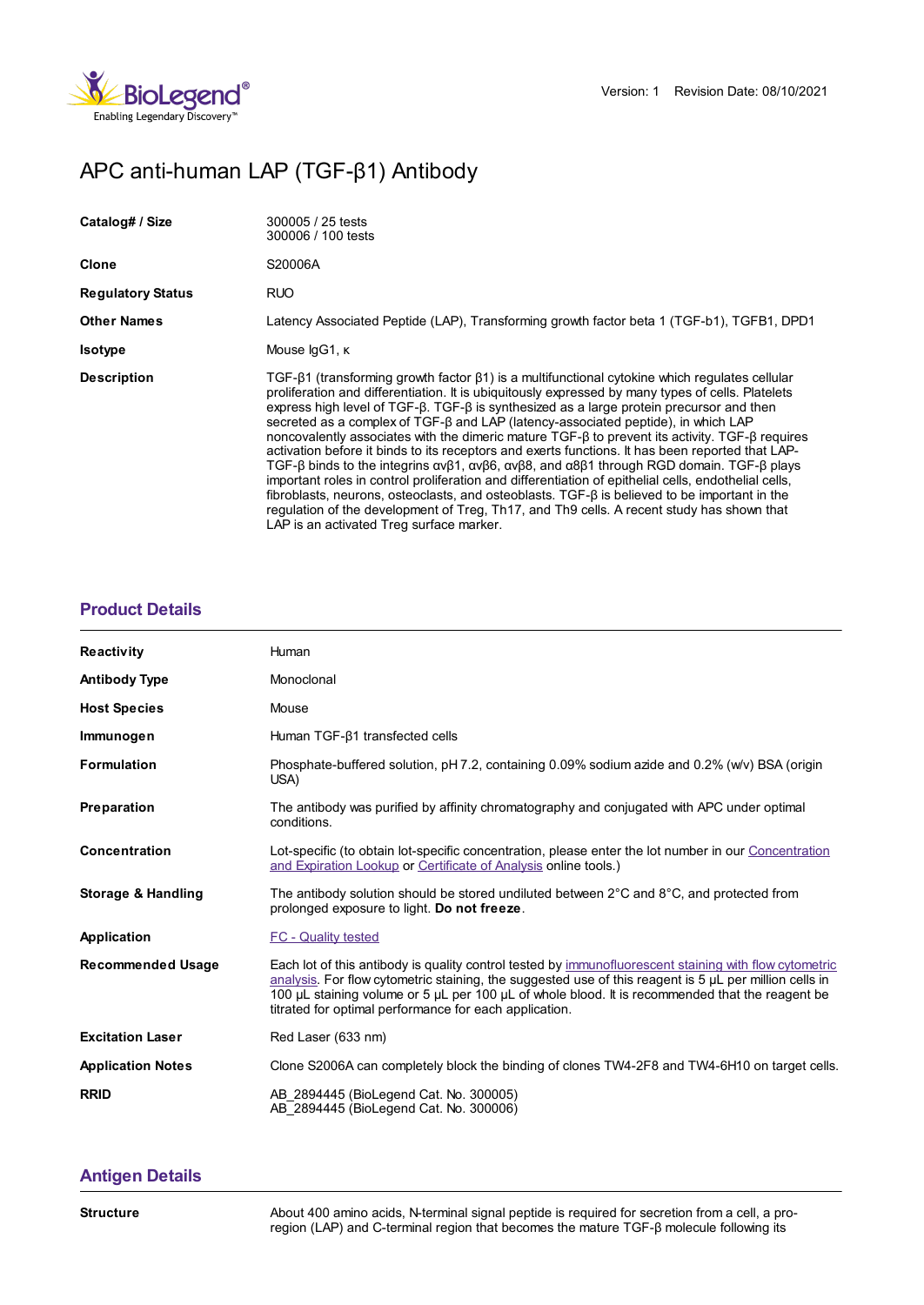Version: 1 Revision Date: 08/10/2021

# APC anti-human LAP (TGF-β1) Antibody

| | |
|---|---|
| **Catalog# / Size** | 300005 / 25 tests<br>300006 / 100 tests |
| **Clone** | S20006A |
| **Regulatory Status** | RUO |
| **Other Names** | Latency Associated Peptide (LAP), Transforming growth factor beta 1 (TGF-b1), TGFB1, DPD1 |
| **Isotype** | Mouse IgG1, κ |
| **Description** | TGF-β1 (transforming growth factor β1) is a multifunctional cytokine which regulates cellular proliferation and differentiation. It is ubiquitously expressed by many types of cells. Platelets express high level of TGF-β. TGF-β is synthesized as a large protein precursor and then secreted as a complex of TGF-β and LAP (latency-associated peptide), in which LAP noncovalently associates with the dimeric mature TGF-β to prevent its activity. TGF-β requires activation before it binds to its receptors and exerts functions. It has been reported that LAP-TGF-β binds to the integrins αvβ1, αvβ6, αvβ8, and α8β1 through RGD domain. TGF-β plays important roles in control proliferation and differentiation of epithelial cells, endothelial cells, fibroblasts, neurons, osteoclasts, and osteoblasts. TGF-β is believed to be important in the regulation of the development of Treg, Th17, and Th9 cells. A recent study has shown that LAP is an activated Treg surface marker. |

## Product Details

| | |
|---|---|
| **Reactivity** | Human |
| **Antibody Type** | Monoclonal |
| **Host Species** | Mouse |
| **Immunogen** | Human TGF-β1 transfected cells |
| **Formulation** | Phosphate-buffered solution, pH 7.2, containing 0.09% sodium azide and 0.2% (w/v) BSA (origin USA) |
| **Preparation** | The antibody was purified by affinity chromatography and conjugated with APC under optimal conditions. |
| **Concentration** | Lot-specific (to obtain lot-specific concentration, please enter the lot number in our Concentration and Expiration Lookup or Certificate of Analysis online tools.) |
| **Storage & Handling** | The antibody solution should be stored undiluted between 2°C and 8°C, and protected from prolonged exposure to light. **Do not freeze**. |
| **Application** | FC - Quality tested |
| **Recommended Usage** | Each lot of this antibody is quality control tested by immunofluorescent staining with flow cytometric analysis. For flow cytometric staining, the suggested use of this reagent is 5 µL per million cells in 100 µL staining volume or 5 µL per 100 µL of whole blood. It is recommended that the reagent be titrated for optimal performance for each application. |
| **Excitation Laser** | Red Laser (633 nm) |
| **Application Notes** | Clone S2006A can completely block the binding of clones TW4-2F8 and TW4-6H10 on target cells. |
| **RRID** | AB_2894445 (BioLegend Cat. No. 300005)<br>AB_2894445 (BioLegend Cat. No. 300006) |

## Antigen Details

| | |
|---|---|
| **Structure** | About 400 amino acids, N-terminal signal peptide is required for secretion from a cell, a pro-region (LAP) and C-terminal region that becomes the mature TGF-β molecule following its |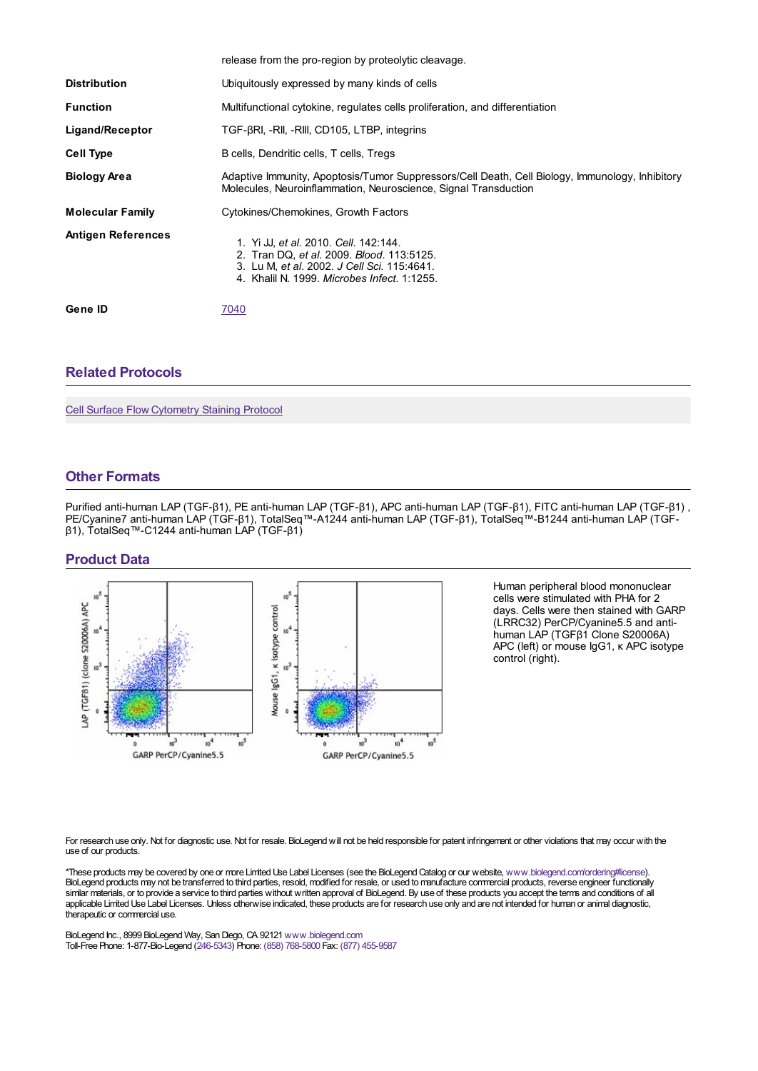| | |
|---|---|
| | release from the pro-region by proteolytic cleavage. |
| **Distribution** | Ubiquitously expressed by many kinds of cells |
| **Function** | Multifunctional cytokine, regulates cells proliferation, and differentiation |
| **Ligand/Receptor** | TGF-βRI, -RII, -RIII, CD105, LTBP, integrins |
| **Cell Type** | B cells, Dendritic cells, T cells, Tregs |
| **Biology Area** | Adaptive Immunity, Apoptosis/Tumor Suppressors/Cell Death, Cell Biology, Immunology, Inhibitory Molecules, Neuroinflammation, Neuroscience, Signal Transduction |
| **Molecular Family** | Cytokines/Chemokines, Growth Factors |
| **Antigen References** | 1. Yi JJ, *et al*. 2010. *Cell*. 142:144. 2. Tran DQ, *et al*. 2009. *Blood*. 113:5125. 3. Lu M, *et al*. 2002. *J Cell Sci*. 115:4641. 4. Khalil N. 1999. *Microbes Infect*. 1:1255. |
| **Gene ID** | 7040 |

## Related Protocols

Cell Surface Flow Cytometry Staining Protocol

## Other Formats

Purified anti-human LAP (TGF-β1), PE anti-human LAP (TGF-β1), APC anti-human LAP (TGF-β1), FITC anti-human LAP (TGF-β1) , PE/Cyanine7 anti-human LAP (TGF-β1), TotalSeq™-A1244 anti-human LAP (TGF-β1), TotalSeq™-B1244 anti-human LAP (TGF-β1), TotalSeq™-C1244 anti-human LAP (TGF-β1)

## Product Data

LAP (TGFß1) (clone S20006A) APC

GARP PerCP/Cyanine5.5

Mouse IgG1, κ isotype control

GARP PerCP/Cyanine5.5

Human peripheral blood mononuclear cells were stimulated with PHA for 2 days. Cells were then stained with GARP (LRRC32) PerCP/Cyanine5.5 and anti-human LAP (TGFβ1 Clone S20006A) APC (left) or mouse IgG1, κ APC isotype control (right).

For research use only. Not for diagnostic use. Not for resale. BioLegend will not be held responsible for patent infringement or other violations that may occur with the use of our products.

*These products may be covered by one or more Limited Use Label Licenses (see the BioLegend Catalog or our website, www.biolegend.com/ordering#license). BioLegend products may not be transferred to third parties, resold, modified for resale, or used to manufacture commercial products, reverse engineer functionally similar materials, or to provide a service to third parties without written approval of BioLegend. By use of these products you accept the terms and conditions of all applicable Limited Use Label Licenses. Unless otherwise indicated, these products are for research use only and are not intended for human or animal diagnostic, therapeutic or commercial use.

BioLegend Inc., 8999 BioLegend Way, San Diego, CA 92121 www.biolegend.com
Toll-Free Phone: 1-877-Bio-Legend (246-5343) Phone: (858) 768-5800 Fax: (877) 455-9587